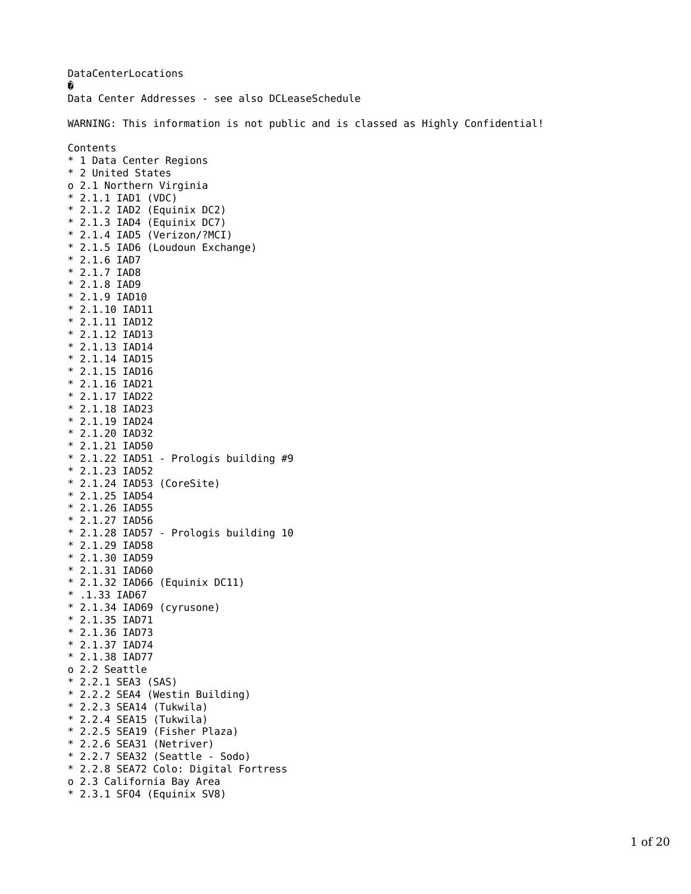DataCenterLocations

�

Data Center Addresses - see also DCLeaseSchedule

WARNING: This information is not public and is classed as Highly Confidential!

Contents

* 1 Data Center Regions
* 2 United States
  o 2.1 Northern Virginia
    * 2.1.1 IAD1 (VDC)
    * 2.1.2 IAD2 (Equinix DC2)
    * 2.1.3 IAD4 (Equinix DC7)
    * 2.1.4 IAD5 (Verizon/?MCI)
    * 2.1.5 IAD6 (Loudoun Exchange)
    * 2.1.6 IAD7
    * 2.1.7 IAD8
    * 2.1.8 IAD9
    * 2.1.9 IAD10
    * 2.1.10 IAD11
    * 2.1.11 IAD12
    * 2.1.12 IAD13
    * 2.1.13 IAD14
    * 2.1.14 IAD15
    * 2.1.15 IAD16
    * 2.1.16 IAD21
    * 2.1.17 IAD22
    * 2.1.18 IAD23
    * 2.1.19 IAD24
    * 2.1.20 IAD32
    * 2.1.21 IAD50
    * 2.1.22 IAD51 - Prologis building #9
    * 2.1.23 IAD52
    * 2.1.24 IAD53 (CoreSite)
    * 2.1.25 IAD54
    * 2.1.26 IAD55
    * 2.1.27 IAD56
    * 2.1.28 IAD57 - Prologis building 10
    * 2.1.29 IAD58
    * 2.1.30 IAD59
    * 2.1.31 IAD60
    * 2.1.32 IAD66 (Equinix DC11)
    * .1.33 IAD67
    * 2.1.34 IAD69 (cyrusone)
    * 2.1.35 IAD71
    * 2.1.36 IAD73
    * 2.1.37 IAD74
    * 2.1.38 IAD77
  o 2.2 Seattle
    * 2.2.1 SEA3 (SAS)
    * 2.2.2 SEA4 (Westin Building)
    * 2.2.3 SEA14 (Tukwila)
    * 2.2.4 SEA15 (Tukwila)
    * 2.2.5 SEA19 (Fisher Plaza)
    * 2.2.6 SEA31 (Netriver)
    * 2.2.7 SEA32 (Seattle - Sodo)
    * 2.2.8 SEA72 Colo: Digital Fortress
  o 2.3 California Bay Area
    * 2.3.1 SFO4 (Equinix SV8)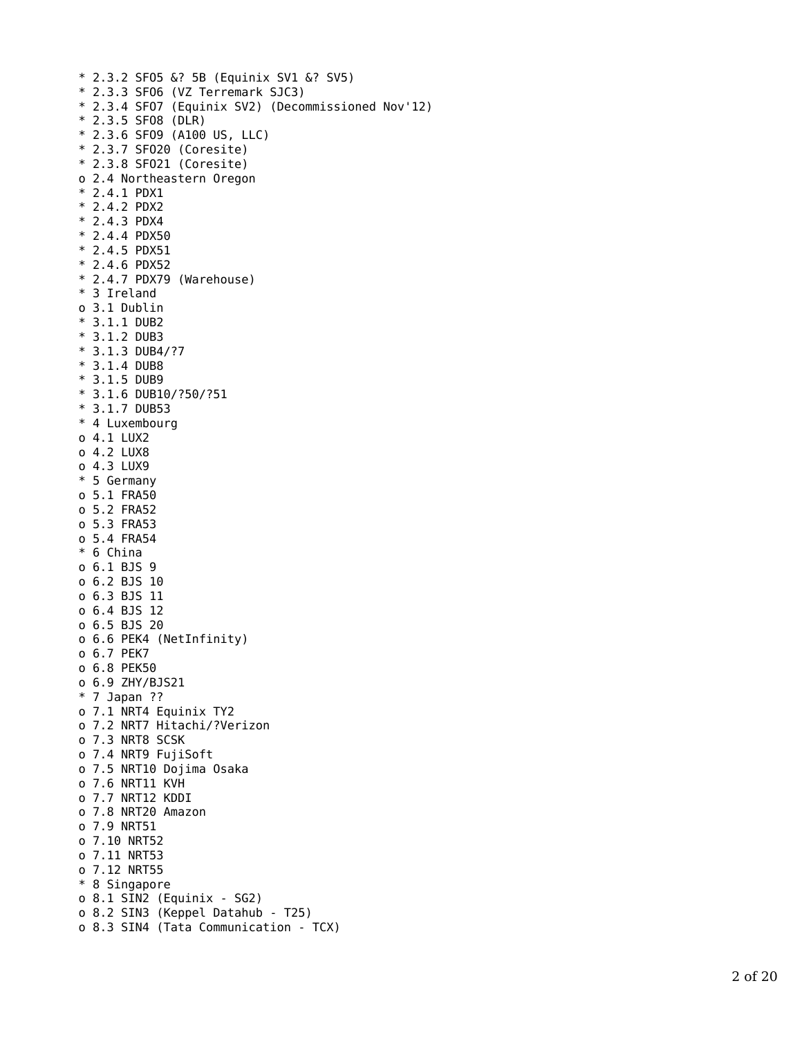* 2.3.2 SFO5 &? 5B (Equinix SV1 &? SV5)
* 2.3.3 SFO6 (VZ Terremark SJC3)
* 2.3.4 SFO7 (Equinix SV2) (Decommissioned Nov'12)
* 2.3.5 SFO8 (DLR)
* 2.3.6 SFO9 (A100 US, LLC)
* 2.3.7 SFO20 (Coresite)
* 2.3.8 SFO21 (Coresite)
o 2.4 Northeastern Oregon
* 2.4.1 PDX1
* 2.4.2 PDX2
* 2.4.3 PDX4
* 2.4.4 PDX50
* 2.4.5 PDX51
* 2.4.6 PDX52
* 2.4.7 PDX79 (Warehouse)
* 3 Ireland
o 3.1 Dublin
* 3.1.1 DUB2
* 3.1.2 DUB3
* 3.1.3 DUB4/?7
* 3.1.4 DUB8
* 3.1.5 DUB9
* 3.1.6 DUB10/?50/?51
* 3.1.7 DUB53
* 4 Luxembourg
o 4.1 LUX2
o 4.2 LUX8
o 4.3 LUX9
* 5 Germany
o 5.1 FRA50
o 5.2 FRA52
o 5.3 FRA53
o 5.4 FRA54
* 6 China
o 6.1 BJS 9
o 6.2 BJS 10
o 6.3 BJS 11
o 6.4 BJS 12
o 6.5 BJS 20
o 6.6 PEK4 (NetInfinity)
o 6.7 PEK7
o 6.8 PEK50
o 6.9 ZHY/BJS21
* 7 Japan ??
o 7.1 NRT4 Equinix TY2
o 7.2 NRT7 Hitachi/?Verizon
o 7.3 NRT8 SCSK
o 7.4 NRT9 FujiSoft
o 7.5 NRT10 Dojima Osaka
o 7.6 NRT11 KVH
o 7.7 NRT12 KDDI
o 7.8 NRT20 Amazon
o 7.9 NRT51
o 7.10 NRT52
o 7.11 NRT53
o 7.12 NRT55
* 8 Singapore
o 8.1 SIN2 (Equinix - SG2)
o 8.2 SIN3 (Keppel Datahub - T25)
o 8.3 SIN4 (Tata Communication - TCX)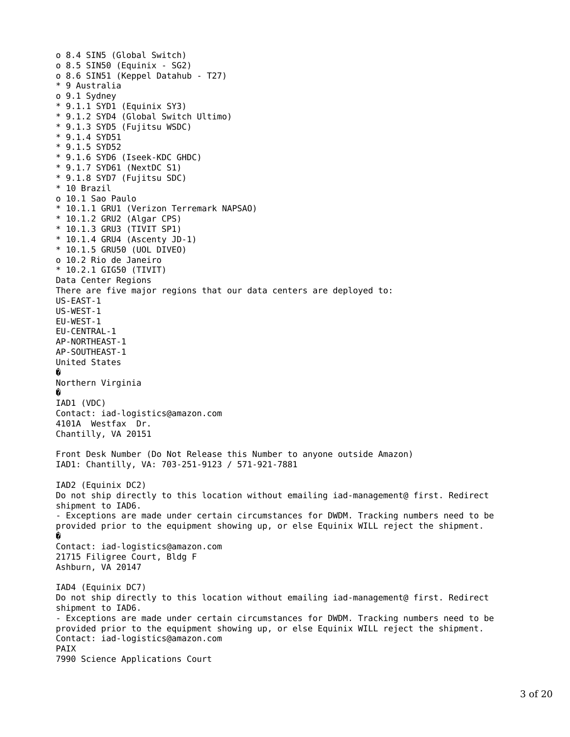o 8.4 SIN5 (Global Switch)
o 8.5 SIN50 (Equinix - SG2)
o 8.6 SIN51 (Keppel Datahub - T27)
* 9 Australia
o 9.1 Sydney
* 9.1.1 SYD1 (Equinix SY3)
* 9.1.2 SYD4 (Global Switch Ultimo)
* 9.1.3 SYD5 (Fujitsu WSDC)
* 9.1.4 SYD51
* 9.1.5 SYD52
* 9.1.6 SYD6 (Iseek-KDC GHDC)
* 9.1.7 SYD61 (NextDC S1)
* 9.1.8 SYD7 (Fujitsu SDC)
* 10 Brazil
o 10.1 Sao Paulo
* 10.1.1 GRU1 (Verizon Terremark NAPSAO)
* 10.1.2 GRU2 (Algar CPS)
* 10.1.3 GRU3 (TIVIT SP1)
* 10.1.4 GRU4 (Ascenty JD-1)
* 10.1.5 GRU50 (UOL DIVEO)
o 10.2 Rio de Janeiro
* 10.2.1 GIG50 (TIVIT)

Data Center Regions

There are five major regions that our data centers are deployed to:

US-EAST-1
US-WEST-1
EU-WEST-1
EU-CENTRAL-1
AP-NORTHEAST-1
AP-SOUTHEAST-1

United States

�

Northern Virginia

�

IAD1 (VDC)
Contact: iad-logistics@amazon.com
4101A Westfax Dr.
Chantilly, VA 20151

Front Desk Number (Do Not Release this Number to anyone outside Amazon)
IAD1: Chantilly, VA: 703-251-9123 / 571-921-7881

IAD2 (Equinix DC2)
Do not ship directly to this location without emailing iad-management@ first. Redirect shipment to IAD6.
- Exceptions are made under certain circumstances for DWDM. Tracking numbers need to be provided prior to the equipment showing up, or else Equinix WILL reject the shipment.

�

Contact: iad-logistics@amazon.com
21715 Filigree Court, Bldg F
Ashburn, VA 20147

IAD4 (Equinix DC7)
Do not ship directly to this location without emailing iad-management@ first. Redirect shipment to IAD6.
- Exceptions are made under certain circumstances for DWDM. Tracking numbers need to be provided prior to the equipment showing up, or else Equinix WILL reject the shipment.
Contact: iad-logistics@amazon.com
PAIX
7990 Science Applications Court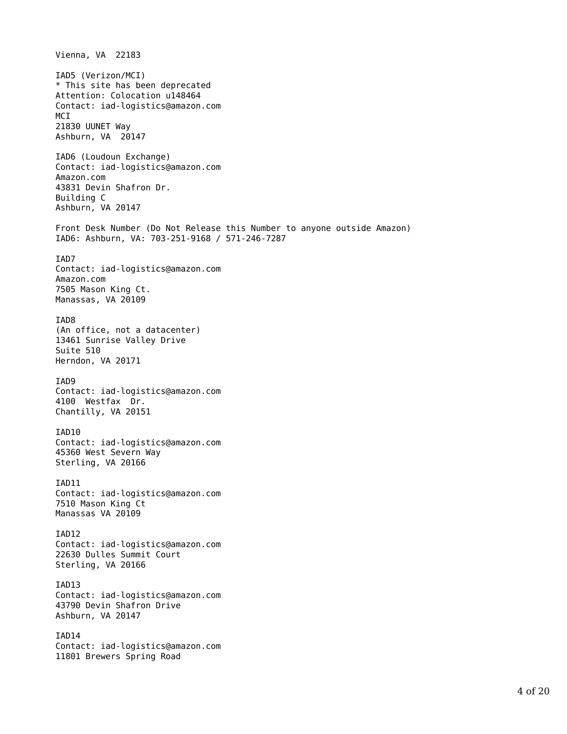Vienna, VA 22183

IAD5 (Verizon/MCI)
* This site has been deprecated
Attention: Colocation u148464
Contact: iad-logistics@amazon.com
MCI
21830 UUNET Way
Ashburn, VA 20147

IAD6 (Loudoun Exchange)
Contact: iad-logistics@amazon.com
Amazon.com
43831 Devin Shafron Dr.
Building C
Ashburn, VA 20147

Front Desk Number (Do Not Release this Number to anyone outside Amazon)
IAD6: Ashburn, VA: 703-251-9168 / 571-246-7287

IAD7
Contact: iad-logistics@amazon.com
Amazon.com
7505 Mason King Ct.
Manassas, VA 20109

IAD8
(An office, not a datacenter)
13461 Sunrise Valley Drive
Suite 510
Herndon, VA 20171

IAD9
Contact: iad-logistics@amazon.com
4100 Westfax Dr.
Chantilly, VA 20151

IAD10
Contact: iad-logistics@amazon.com
45360 West Severn Way
Sterling, VA 20166

IAD11
Contact: iad-logistics@amazon.com
7510 Mason King Ct
Manassas VA 20109

IAD12
Contact: iad-logistics@amazon.com
22630 Dulles Summit Court
Sterling, VA 20166

IAD13
Contact: iad-logistics@amazon.com
43790 Devin Shafron Drive
Ashburn, VA 20147

IAD14
Contact: iad-logistics@amazon.com
11801 Brewers Spring Road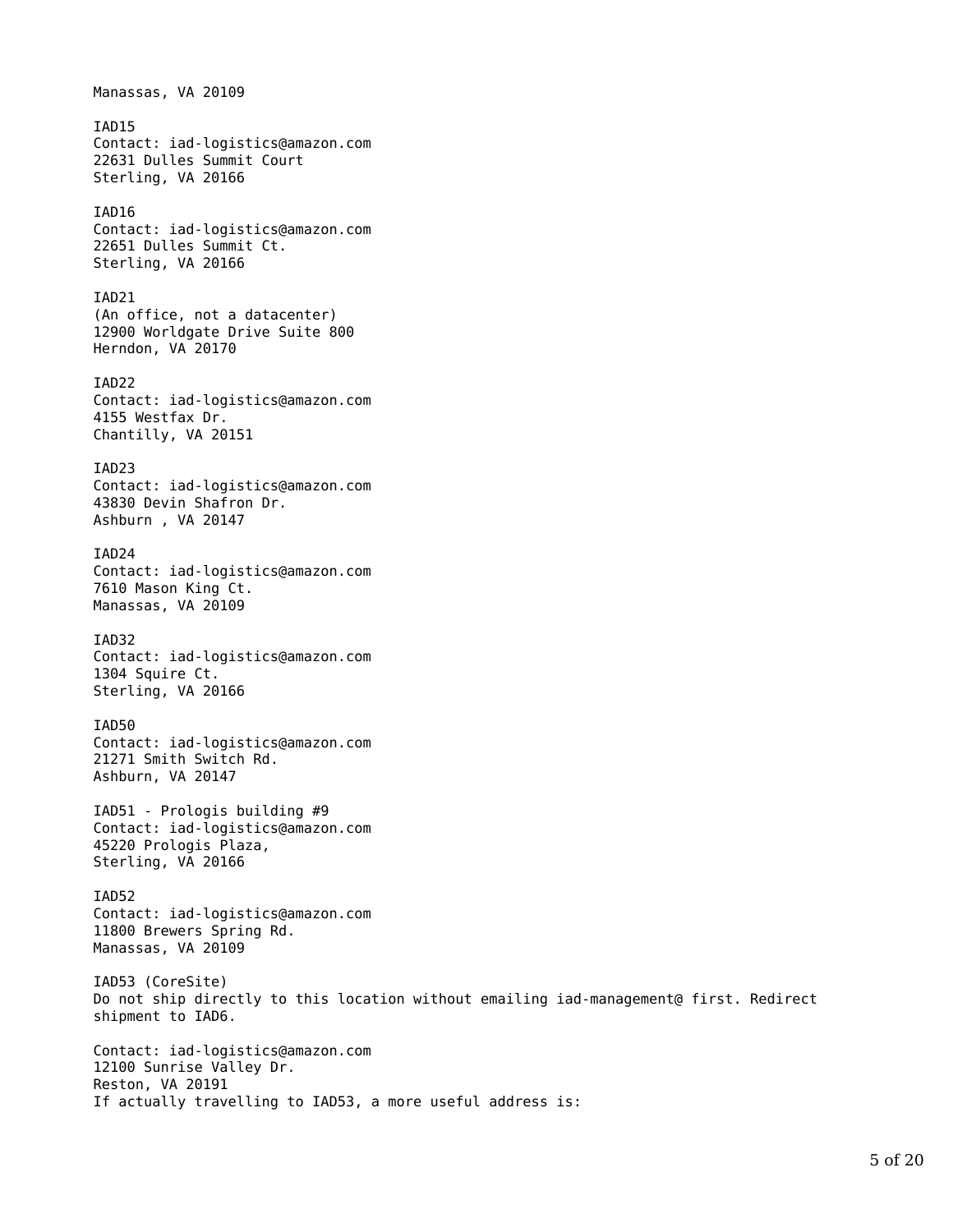Manassas, VA 20109

IAD15
Contact: iad-logistics@amazon.com
22631 Dulles Summit Court
Sterling, VA 20166

IAD16
Contact: iad-logistics@amazon.com
22651 Dulles Summit Ct.
Sterling, VA 20166

IAD21
(An office, not a datacenter)
12900 Worldgate Drive Suite 800
Herndon, VA 20170

IAD22
Contact: iad-logistics@amazon.com
4155 Westfax Dr.
Chantilly, VA 20151

IAD23
Contact: iad-logistics@amazon.com
43830 Devin Shafron Dr.
Ashburn , VA 20147

IAD24
Contact: iad-logistics@amazon.com
7610 Mason King Ct.
Manassas, VA 20109

IAD32
Contact: iad-logistics@amazon.com
1304 Squire Ct.
Sterling, VA 20166

IAD50
Contact: iad-logistics@amazon.com
21271 Smith Switch Rd.
Ashburn, VA 20147

IAD51 - Prologis building #9
Contact: iad-logistics@amazon.com
45220 Prologis Plaza,
Sterling, VA 20166

IAD52
Contact: iad-logistics@amazon.com
11800 Brewers Spring Rd.
Manassas, VA 20109

IAD53 (CoreSite)
Do not ship directly to this location without emailing iad-management@ first. Redirect shipment to IAD6.

Contact: iad-logistics@amazon.com
12100 Sunrise Valley Dr.
Reston, VA 20191
If actually travelling to IAD53, a more useful address is: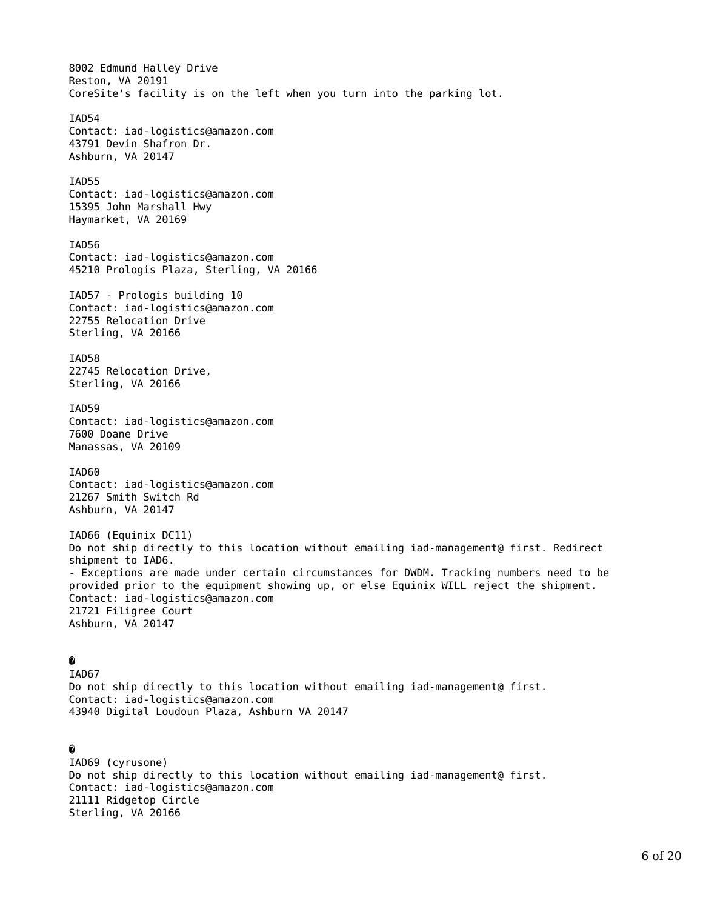8002 Edmund Halley Drive
Reston, VA 20191
CoreSite's facility is on the left when you turn into the parking lot.

IAD54
Contact: iad-logistics@amazon.com
43791 Devin Shafron Dr.
Ashburn, VA 20147

IAD55
Contact: iad-logistics@amazon.com
15395 John Marshall Hwy
Haymarket, VA 20169

IAD56
Contact: iad-logistics@amazon.com
45210 Prologis Plaza, Sterling, VA 20166

IAD57 - Prologis building 10
Contact: iad-logistics@amazon.com
22755 Relocation Drive
Sterling, VA 20166

IAD58
22745 Relocation Drive,
Sterling, VA 20166

IAD59
Contact: iad-logistics@amazon.com
7600 Doane Drive
Manassas, VA 20109

IAD60
Contact: iad-logistics@amazon.com
21267 Smith Switch Rd
Ashburn, VA 20147

IAD66 (Equinix DC11)
Do not ship directly to this location without emailing iad-management@ first. Redirect shipment to IAD6.
- Exceptions are made under certain circumstances for DWDM. Tracking numbers need to be provided prior to the equipment showing up, or else Equinix WILL reject the shipment.
Contact: iad-logistics@amazon.com
21721 Filigree Court
Ashburn, VA 20147

�
IAD67
Do not ship directly to this location without emailing iad-management@ first.
Contact: iad-logistics@amazon.com
43940 Digital Loudoun Plaza, Ashburn VA 20147

�
IAD69 (cyrusone)
Do not ship directly to this location without emailing iad-management@ first.
Contact: iad-logistics@amazon.com
21111 Ridgetop Circle
Sterling, VA 20166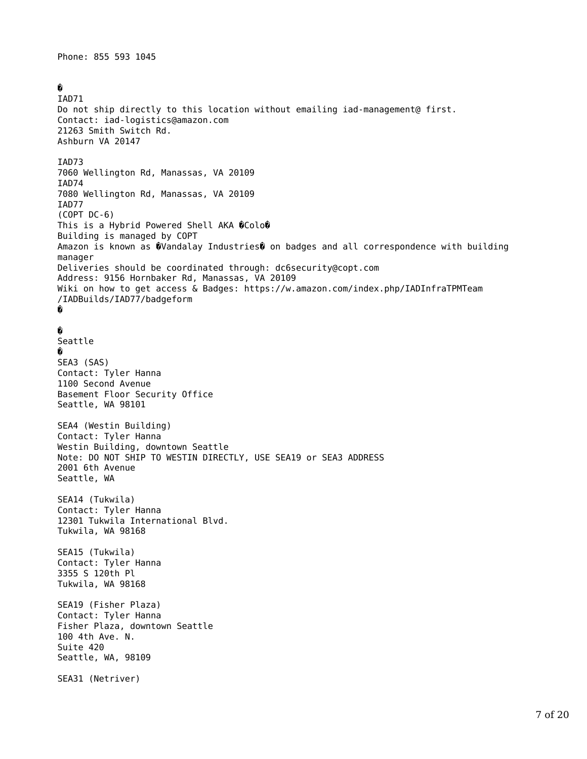Phone: 855 593 1045

�
IAD71
Do not ship directly to this location without emailing iad-management@ first.
Contact: iad-logistics@amazon.com
21263 Smith Switch Rd.
Ashburn VA 20147

IAD73
7060 Wellington Rd, Manassas, VA 20109
IAD74
7080 Wellington Rd, Manassas, VA 20109
IAD77
(COPT DC-6)
This is a Hybrid Powered Shell AKA �Colo�
Building is managed by COPT
Amazon is known as �Vandalay Industries� on badges and all correspondence with building manager
Deliveries should be coordinated through: dc6security@copt.com
Address: 9156 Hornbaker Rd, Manassas, VA 20109
Wiki on how to get access & Badges: https://w.amazon.com/index.php/IADInfraTPMTeam/IADBuilds/IAD77/badgeform
�

�
Seattle
�
SEA3 (SAS)
Contact: Tyler Hanna
1100 Second Avenue
Basement Floor Security Office
Seattle, WA 98101

SEA4 (Westin Building)
Contact: Tyler Hanna
Westin Building, downtown Seattle
Note: DO NOT SHIP TO WESTIN DIRECTLY, USE SEA19 or SEA3 ADDRESS
2001 6th Avenue
Seattle, WA

SEA14 (Tukwila)
Contact: Tyler Hanna
12301 Tukwila International Blvd.
Tukwila, WA 98168

SEA15 (Tukwila)
Contact: Tyler Hanna
3355 S 120th Pl
Tukwila, WA 98168

SEA19 (Fisher Plaza)
Contact: Tyler Hanna
Fisher Plaza, downtown Seattle
100 4th Ave. N.
Suite 420
Seattle, WA, 98109

SEA31 (Netriver)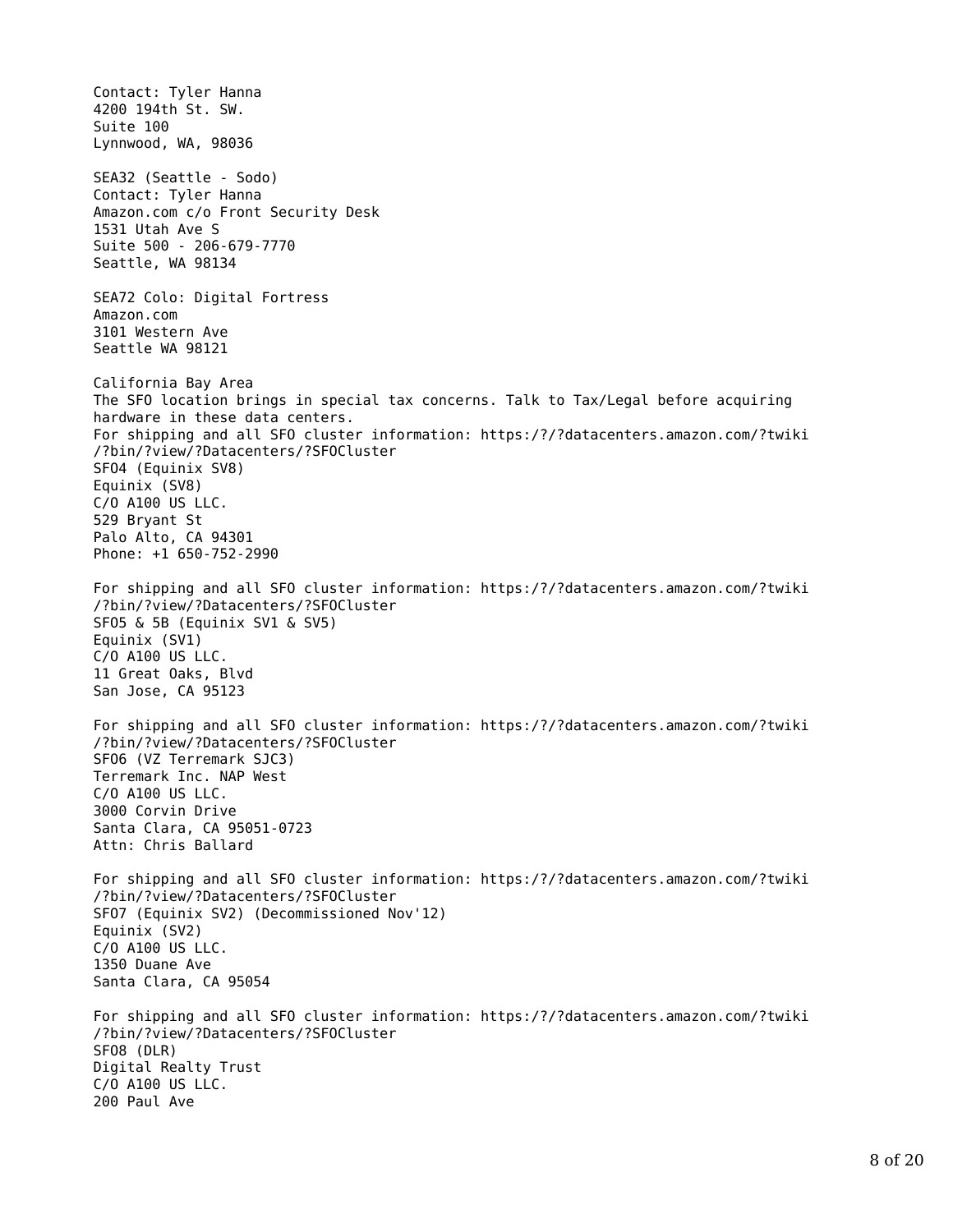Contact: Tyler Hanna
4200 194th St. SW.
Suite 100
Lynnwood, WA, 98036

SEA32 (Seattle - Sodo)
Contact: Tyler Hanna
Amazon.com c/o Front Security Desk
1531 Utah Ave S
Suite 500 - 206-679-7770
Seattle, WA 98134

SEA72 Colo: Digital Fortress
Amazon.com
3101 Western Ave
Seattle WA 98121

California Bay Area
The SFO location brings in special tax concerns. Talk to Tax/Legal before acquiring hardware in these data centers.
For shipping and all SFO cluster information: https:/?/?datacenters.amazon.com/?twiki/?bin/?view/?Datacenters/?SFOCluster
SFO4 (Equinix SV8)
Equinix (SV8)
C/O A100 US LLC.
529 Bryant St
Palo Alto, CA 94301
Phone: +1 650-752-2990

For shipping and all SFO cluster information: https:/?/?datacenters.amazon.com/?twiki/?bin/?view/?Datacenters/?SFOCluster
SFO5 & 5B (Equinix SV1 & SV5)
Equinix (SV1)
C/O A100 US LLC.
11 Great Oaks, Blvd
San Jose, CA 95123

For shipping and all SFO cluster information: https:/?/?datacenters.amazon.com/?twiki/?bin/?view/?Datacenters/?SFOCluster
SFO6 (VZ Terremark SJC3)
Terremark Inc. NAP West
C/O A100 US LLC.
3000 Corvin Drive
Santa Clara, CA 95051-0723
Attn: Chris Ballard

For shipping and all SFO cluster information: https:/?/?datacenters.amazon.com/?twiki/?bin/?view/?Datacenters/?SFOCluster
SFO7 (Equinix SV2) (Decommissioned Nov'12)
Equinix (SV2)
C/O A100 US LLC.
1350 Duane Ave
Santa Clara, CA 95054

For shipping and all SFO cluster information: https:/?/?datacenters.amazon.com/?twiki/?bin/?view/?Datacenters/?SFOCluster
SFO8 (DLR)
Digital Realty Trust
C/O A100 US LLC.
200 Paul Ave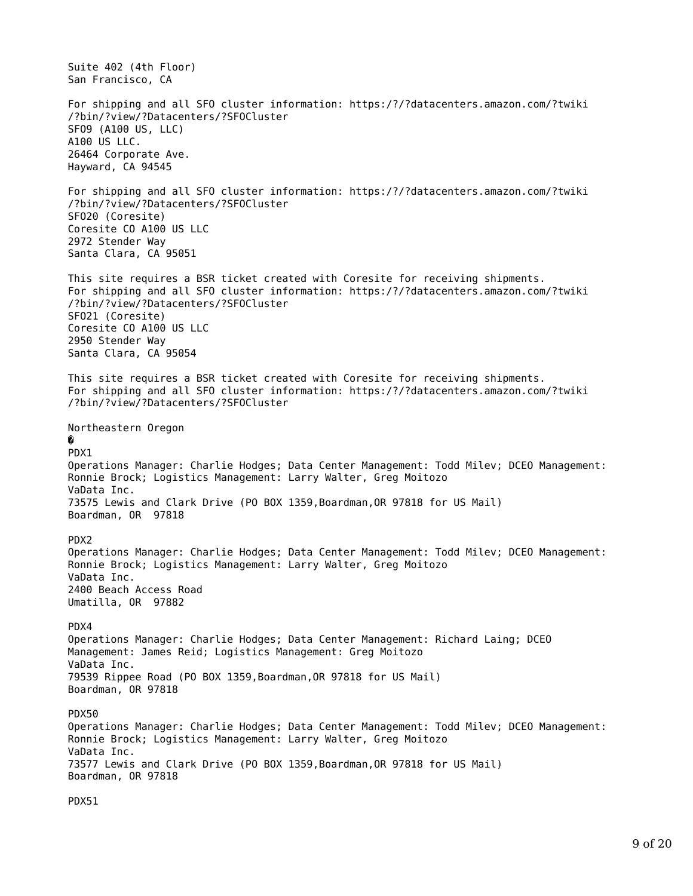Suite 402 (4th Floor)
San Francisco, CA

For shipping and all SFO cluster information: https:/?/?datacenters.amazon.com/?twiki/?bin/?view/?Datacenters/?SFOCluster
SFO9 (A100 US, LLC)
A100 US LLC.
26464 Corporate Ave.
Hayward, CA 94545

For shipping and all SFO cluster information: https:/?/?datacenters.amazon.com/?twiki/?bin/?view/?Datacenters/?SFOCluster
SFO20 (Coresite)
Coresite CO A100 US LLC
2972 Stender Way
Santa Clara, CA 95051

This site requires a BSR ticket created with Coresite for receiving shipments.
For shipping and all SFO cluster information: https:/?/?datacenters.amazon.com/?twiki/?bin/?view/?Datacenters/?SFOCluster
SFO21 (Coresite)
Coresite CO A100 US LLC
2950 Stender Way
Santa Clara, CA 95054

This site requires a BSR ticket created with Coresite for receiving shipments.
For shipping and all SFO cluster information: https:/?/?datacenters.amazon.com/?twiki/?bin/?view/?Datacenters/?SFOCluster

Northeastern Oregon
�
PDX1
Operations Manager: Charlie Hodges; Data Center Management: Todd Milev; DCEO Management: Ronnie Brock; Logistics Management: Larry Walter, Greg Moitozo
VaData Inc.
73575 Lewis and Clark Drive (PO BOX 1359,Boardman,OR 97818 for US Mail)
Boardman, OR 97818

PDX2
Operations Manager: Charlie Hodges; Data Center Management: Todd Milev; DCEO Management: Ronnie Brock; Logistics Management: Larry Walter, Greg Moitozo
VaData Inc.
2400 Beach Access Road
Umatilla, OR 97882

PDX4
Operations Manager: Charlie Hodges; Data Center Management: Richard Laing; DCEO Management: James Reid; Logistics Management: Greg Moitozo
VaData Inc.
79539 Rippee Road (PO BOX 1359,Boardman,OR 97818 for US Mail)
Boardman, OR 97818

PDX50
Operations Manager: Charlie Hodges; Data Center Management: Todd Milev; DCEO Management: Ronnie Brock; Logistics Management: Larry Walter, Greg Moitozo
VaData Inc.
73577 Lewis and Clark Drive (PO BOX 1359,Boardman,OR 97818 for US Mail)
Boardman, OR 97818

PDX51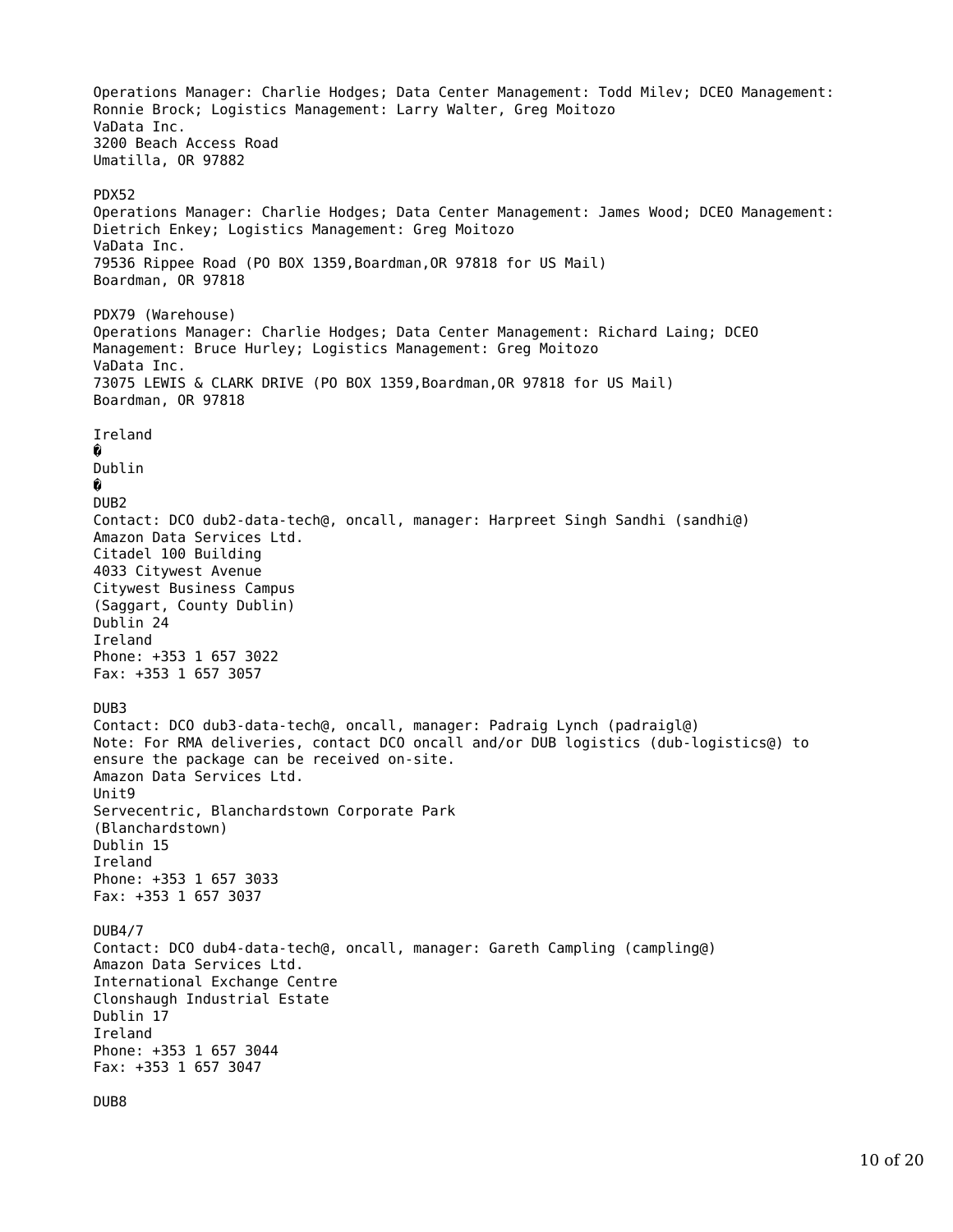Operations Manager: Charlie Hodges; Data Center Management: Todd Milev; DCEO Management: Ronnie Brock; Logistics Management: Larry Walter, Greg Moitozo
VaData Inc.
3200 Beach Access Road
Umatilla, OR 97882

PDX52
Operations Manager: Charlie Hodges; Data Center Management: James Wood; DCEO Management: Dietrich Enkey; Logistics Management: Greg Moitozo
VaData Inc.
79536 Rippee Road (PO BOX 1359,Boardman,OR 97818 for US Mail)
Boardman, OR 97818

PDX79 (Warehouse)
Operations Manager: Charlie Hodges; Data Center Management: Richard Laing; DCEO Management: Bruce Hurley; Logistics Management: Greg Moitozo
VaData Inc.
73075 LEWIS & CLARK DRIVE (PO BOX 1359,Boardman,OR 97818 for US Mail)
Boardman, OR 97818

Ireland
�
Dublin
�
DUB2
Contact: DCO dub2-data-tech@, oncall, manager: Harpreet Singh Sandhi (sandhi@)
Amazon Data Services Ltd.
Citadel 100 Building
4033 Citywest Avenue
Citywest Business Campus
(Saggart, County Dublin)
Dublin 24
Ireland
Phone: +353 1 657 3022
Fax: +353 1 657 3057

DUB3
Contact: DCO dub3-data-tech@, oncall, manager: Padraig Lynch (padraigl@)
Note: For RMA deliveries, contact DCO oncall and/or DUB logistics (dub-logistics@) to ensure the package can be received on-site.
Amazon Data Services Ltd.
Unit9
Servecentric, Blanchardstown Corporate Park
(Blanchardstown)
Dublin 15
Ireland
Phone: +353 1 657 3033
Fax: +353 1 657 3037

DUB4/7
Contact: DCO dub4-data-tech@, oncall, manager: Gareth Campling (campling@)
Amazon Data Services Ltd.
International Exchange Centre
Clonshaugh Industrial Estate
Dublin 17
Ireland
Phone: +353 1 657 3044
Fax: +353 1 657 3047

DUB8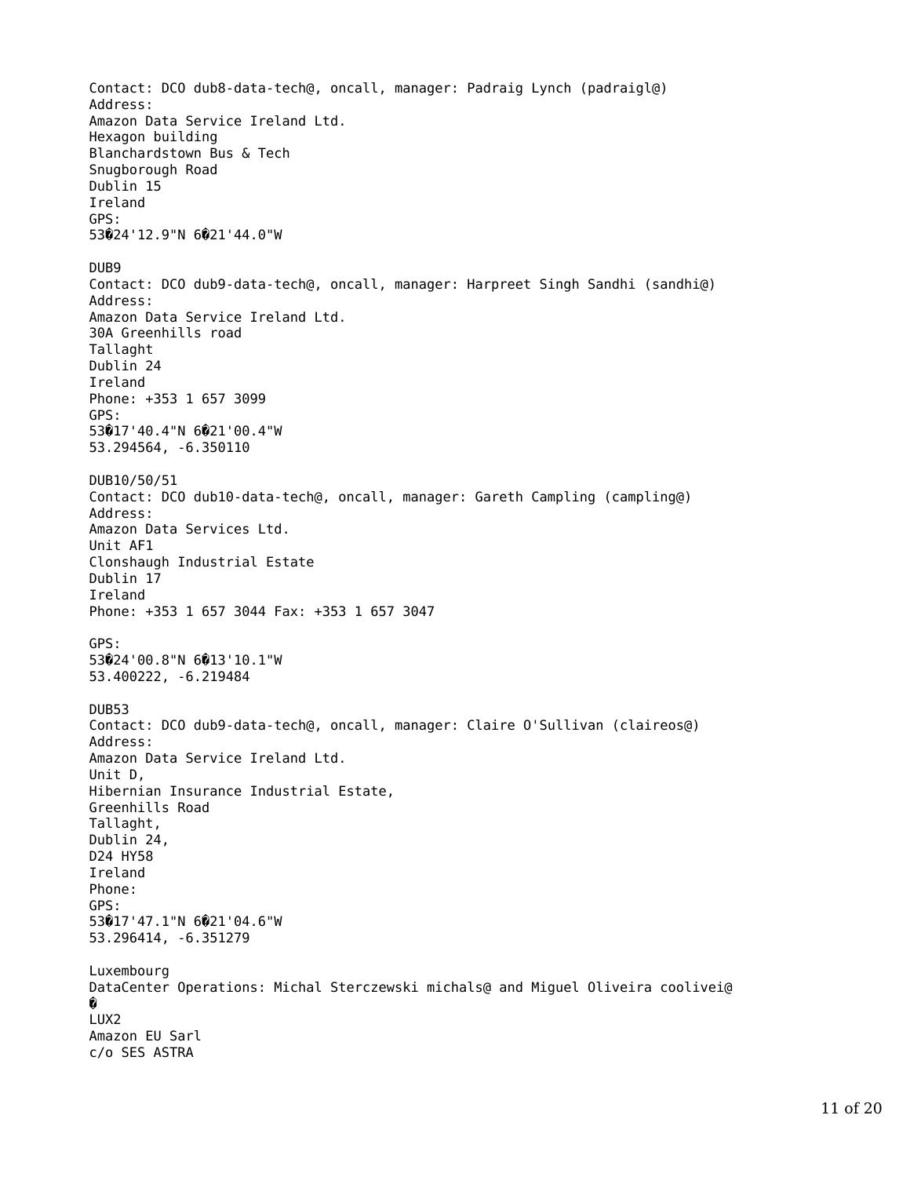Contact: DCO dub8-data-tech@, oncall, manager: Padraig Lynch (padraigl@)
Address:
Amazon Data Service Ireland Ltd.
Hexagon building
Blanchardstown Bus & Tech
Snugborough Road
Dublin 15
Ireland
GPS:
53�24'12.9"N 6�21'44.0"W

DUB9
Contact: DCO dub9-data-tech@, oncall, manager: Harpreet Singh Sandhi (sandhi@)
Address:
Amazon Data Service Ireland Ltd.
30A Greenhills road
Tallaght
Dublin 24
Ireland
Phone: +353 1 657 3099
GPS:
53�17'40.4"N 6�21'00.4"W
53.294564, -6.350110

DUB10/50/51
Contact: DCO dub10-data-tech@, oncall, manager: Gareth Campling (campling@)
Address:
Amazon Data Services Ltd.
Unit AF1
Clonshaugh Industrial Estate
Dublin 17
Ireland
Phone: +353 1 657 3044 Fax: +353 1 657 3047

GPS:
53�24'00.8"N 6�13'10.1"W
53.400222, -6.219484

DUB53
Contact: DCO dub9-data-tech@, oncall, manager: Claire O'Sullivan (claireos@)
Address:
Amazon Data Service Ireland Ltd.
Unit D,
Hibernian Insurance Industrial Estate,
Greenhills Road
Tallaght,
Dublin 24,
D24 HY58
Ireland
Phone:
GPS:
53�17'47.1"N 6�21'04.6"W
53.296414, -6.351279

Luxembourg
DataCenter Operations: Michal Sterczewski michals@ and Miguel Oliveira coolivei@
�
LUX2
Amazon EU Sarl
c/o SES ASTRA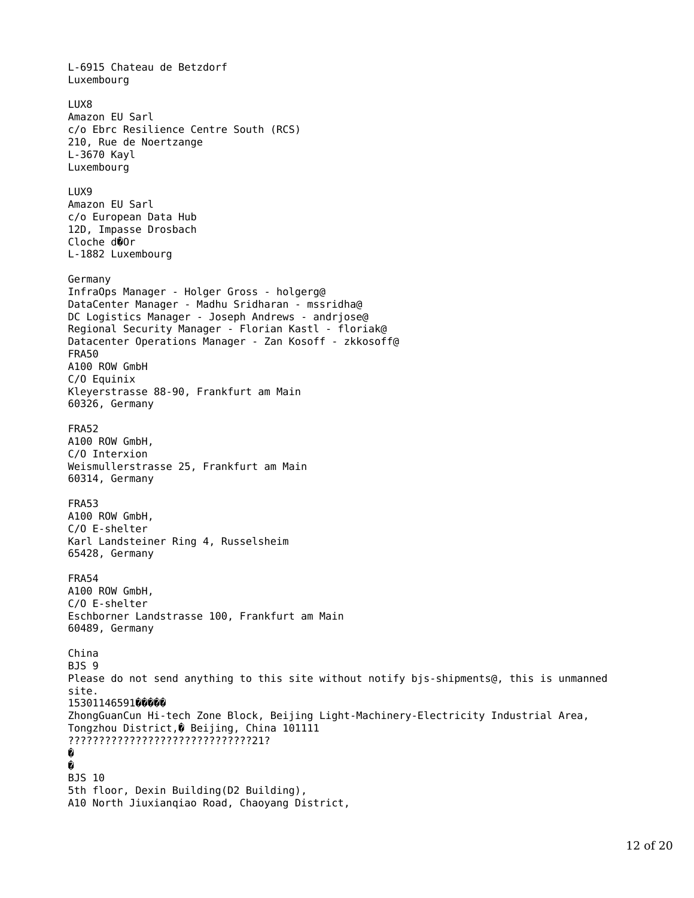L-6915 Chateau de Betzdorf
Luxembourg

LUX8
Amazon EU Sarl
c/o Ebrc Resilience Centre South (RCS)
210, Rue de Noertzange
L-3670 Kayl
Luxembourg

LUX9
Amazon EU Sarl
c/o European Data Hub
12D, Impasse Drosbach
Cloche d�Or
L-1882 Luxembourg

Germany
InfraOps Manager - Holger Gross - holgerg@
DataCenter Manager - Madhu Sridharan - mssridha@
DC Logistics Manager - Joseph Andrews - andrjose@
Regional Security Manager - Florian Kastl - floriak@
Datacenter Operations Manager - Zan Kosoff - zkkosoff@
FRA50
A100 ROW GmbH
C/O Equinix
Kleyerstrasse 88-90, Frankfurt am Main
60326, Germany

FRA52
A100 ROW GmbH,
C/O Interxion
Weismullerstrasse 25, Frankfurt am Main
60314, Germany

FRA53
A100 ROW GmbH,
C/O E-shelter
Karl Landsteiner Ring 4, Russelsheim
65428, Germany

FRA54
A100 ROW GmbH,
C/O E-shelter
Eschborner Landstrasse 100, Frankfurt am Main
60489, Germany

China
BJS 9
Please do not send anything to this site without notify bjs-shipments@, this is unmanned site.
15301146591�����
ZhongGuanCun Hi-tech Zone Block, Beijing Light-Machinery-Electricity Industrial Area, Tongzhou District,� Beijing, China 101111
?????????????????????????????21?
�
�
BJS 10
5th floor, Dexin Building(D2 Building),
A10 North Jiuxianqiao Road, Chaoyang District,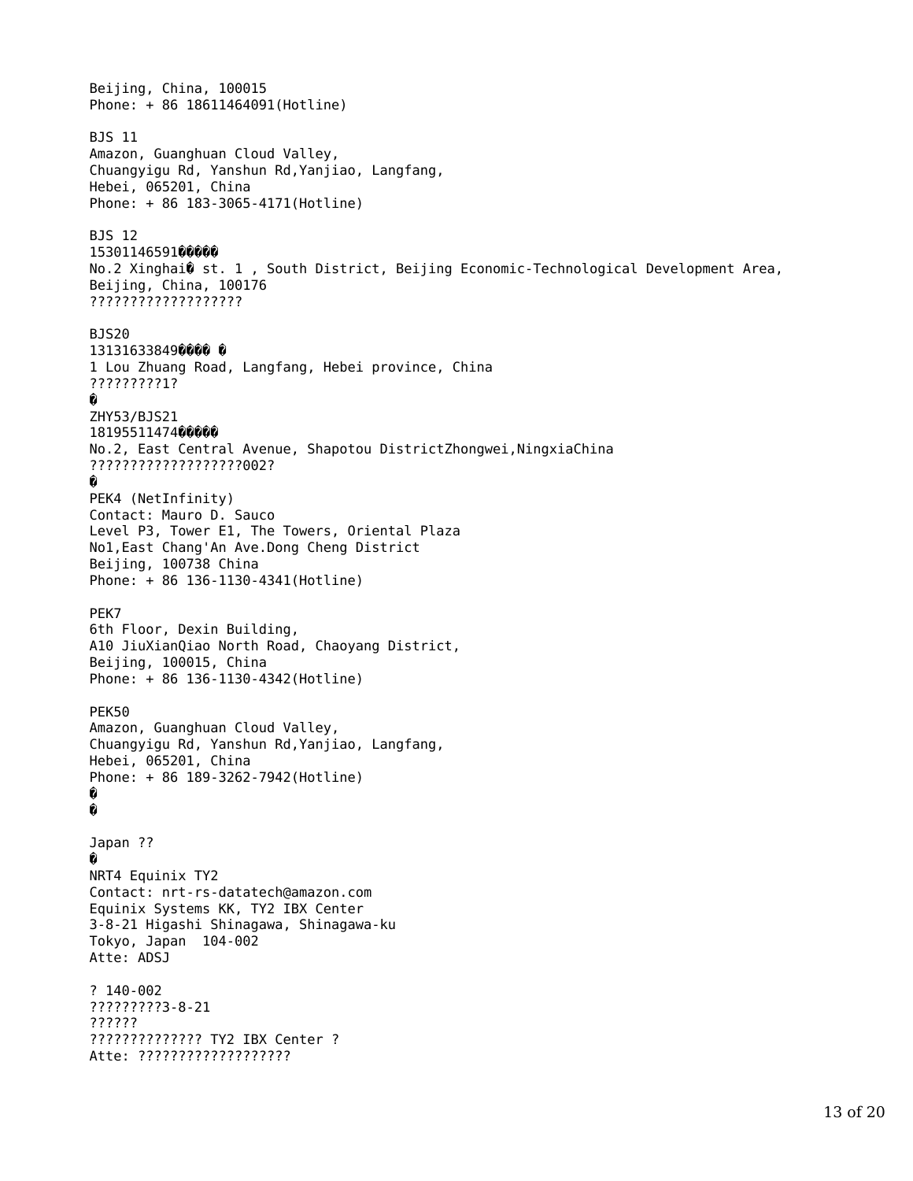Beijing, China, 100015
Phone: + 86 18611464091(Hotline)

BJS 11
Amazon, Guanghuan Cloud Valley,
Chuangyigu Rd, Yanshun Rd,Yanjiao, Langfang,
Hebei, 065201, China
Phone: + 86 183-3065-4171(Hotline)

BJS 12
15301146591�����
No.2 Xinghai� st. 1 , South District, Beijing Economic-Technological Development Area,
Beijing, China, 100176
??????????????????

BJS20
13131633849���� �
1 Lou Zhuang Road, Langfang, Hebei province, China
?????????1?
�
ZHY53/BJS21
18195511474�����
No.2, East Central Avenue, Shapotou DistrictZhongwei,NingxiaChina
??????????????????002?
�
PEK4 (NetInfinity)
Contact: Mauro D. Sauco
Level P3, Tower E1, The Towers, Oriental Plaza
No1,East Chang'An Ave.Dong Cheng District
Beijing, 100738 China
Phone: + 86 136-1130-4341(Hotline)

PEK7
6th Floor, Dexin Building,
A10 JiuXianQiao North Road, Chaoyang District,
Beijing, 100015, China
Phone: + 86 136-1130-4342(Hotline)

PEK50
Amazon, Guanghuan Cloud Valley,
Chuangyigu Rd, Yanshun Rd,Yanjiao, Langfang,
Hebei, 065201, China
Phone: + 86 189-3262-7942(Hotline)
�
�

Japan ??
�
NRT4 Equinix TY2
Contact: nrt-rs-datatech@amazon.com
Equinix Systems KK, TY2 IBX Center
3-8-21 Higashi Shinagawa, Shinagawa-ku
Tokyo, Japan 104-002
Atte: ADSJ

? 140-002
?????????3-8-21
??????
?????????????? TY2 IBX Center ?
Atte: ??????????????????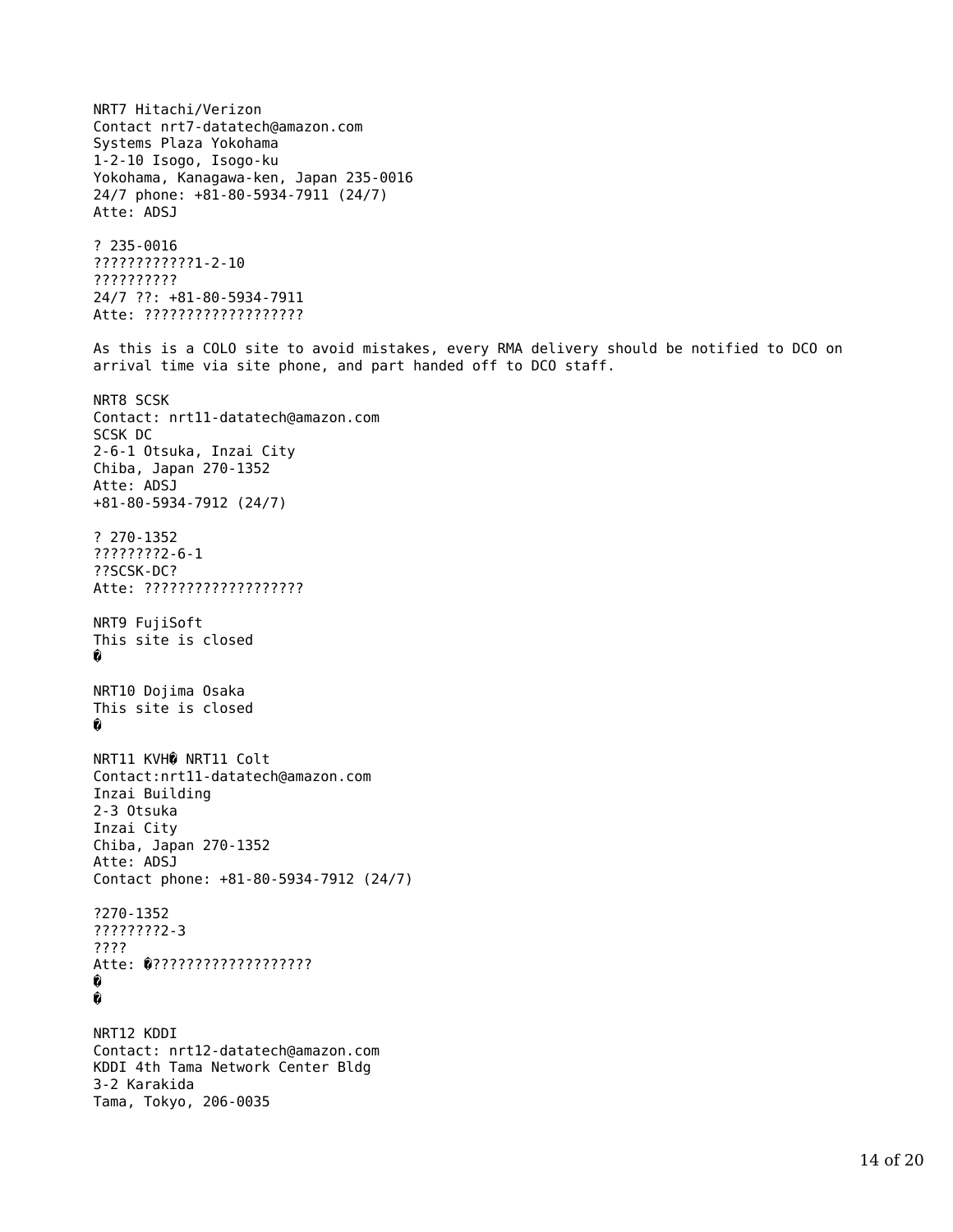NRT7 Hitachi/Verizon
Contact nrt7-datatech@amazon.com
Systems Plaza Yokohama
1-2-10 Isogo, Isogo-ku
Yokohama, Kanagawa-ken, Japan 235-0016
24/7 phone: +81-80-5934-7911 (24/7)
Atte: ADSJ

? 235-0016
????????????1-2-10
??????????
24/7 ??: +81-80-5934-7911
Atte: ??????????????????

As this is a COLO site to avoid mistakes, every RMA delivery should be notified to DCO on arrival time via site phone, and part handed off to DCO staff.

NRT8 SCSK
Contact: nrt11-datatech@amazon.com
SCSK DC
2-6-1 Otsuka, Inzai City
Chiba, Japan 270-1352
Atte: ADSJ
+81-80-5934-7912 (24/7)

? 270-1352
????????2-6-1
??SCSK-DC?
Atte: ??????????????????

NRT9 FujiSoft
This site is closed
�

NRT10 Dojima Osaka
This site is closed
�

NRT11 KVH� NRT11 Colt
Contact:nrt11-datatech@amazon.com
Inzai Building
2-3 Otsuka
Inzai City
Chiba, Japan 270-1352
Atte: ADSJ
Contact phone: +81-80-5934-7912 (24/7)

?270-1352
????????2-3
????
Atte: �??????????????????
�
�

NRT12 KDDI
Contact: nrt12-datatech@amazon.com
KDDI 4th Tama Network Center Bldg
3-2 Karakida
Tama, Tokyo, 206-0035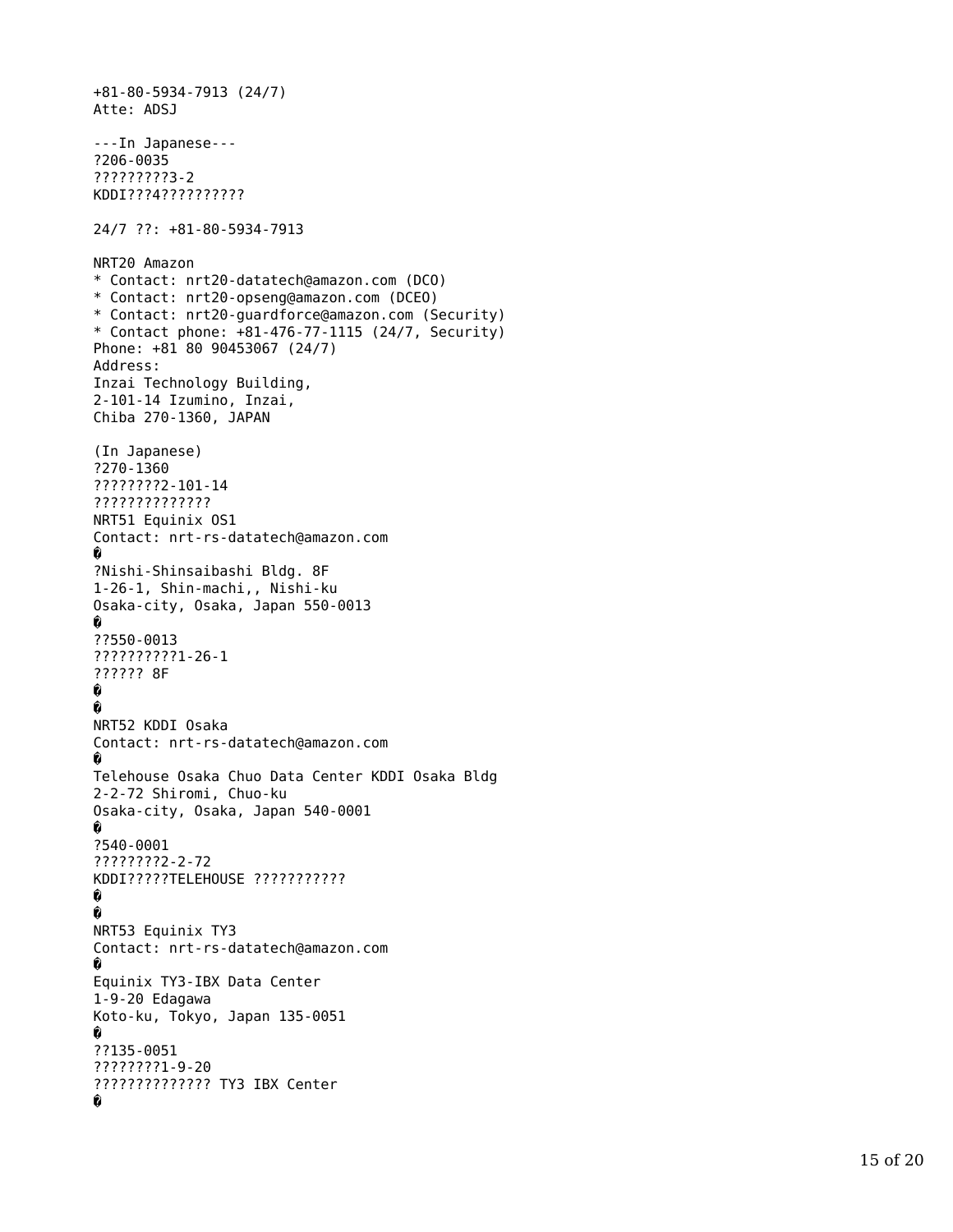```
+81-80-5934-7913 (24/7)
Atte: ADSJ

---In Japanese---
?206-0035
?????????3-2
KDDI???4??????????

24/7 ??: +81-80-5934-7913

NRT20 Amazon
* Contact: nrt20-datatech@amazon.com (DCO)
* Contact: nrt20-opseng@amazon.com (DCEO)
* Contact: nrt20-guardforce@amazon.com (Security)
* Contact phone: +81-476-77-1115 (24/7, Security)
Phone: +81 80 90453067 (24/7)
Address:
Inzai Technology Building,
2-101-14 Izumino, Inzai,
Chiba 270-1360, JAPAN

(In Japanese)
?270-1360
????????2-101-14
??????????????
NRT51 Equinix OS1
Contact: nrt-rs-datatech@amazon.com
�
?Nishi-Shinsaibashi Bldg. 8F
1-26-1, Shin-machi,, Nishi-ku
Osaka-city, Osaka, Japan 550-0013
�
??550-0013
??????????1-26-1
?????? 8F
�
�
NRT52 KDDI Osaka
Contact: nrt-rs-datatech@amazon.com
�
Telehouse Osaka Chuo Data Center KDDI Osaka Bldg
2-2-72 Shiromi, Chuo-ku
Osaka-city, Osaka, Japan 540-0001
�
?540-0001
????????2-2-72
KDDI?????TELEHOUSE ???????????
�
�
NRT53 Equinix TY3
Contact: nrt-rs-datatech@amazon.com
�
Equinix TY3-IBX Data Center
1-9-20 Edagawa
Koto-ku, Tokyo, Japan 135-0051
�
??135-0051
????????1-9-20
????????????? TY3 IBX Center
�
```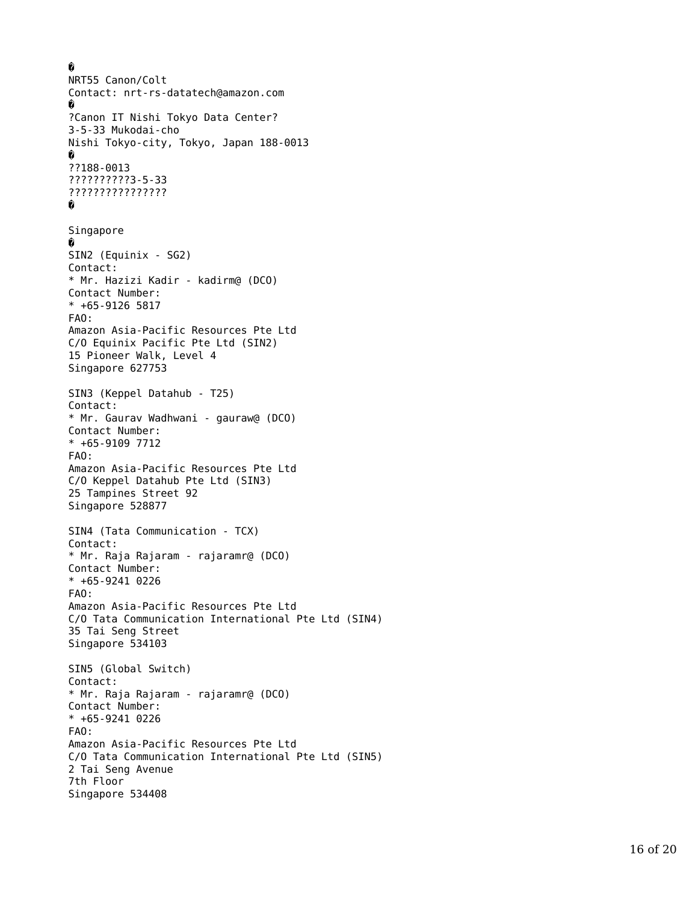�
NRT55 Canon/Colt
Contact: nrt-rs-datatech@amazon.com
�
?Canon IT Nishi Tokyo Data Center?
3-5-33 Mukodai-cho
Nishi Tokyo-city, Tokyo, Japan 188-0013
�
??188-0013
??????????3-5-33
????????????????
�

Singapore
�
SIN2 (Equinix - SG2)
Contact:
* Mr. Hazizi Kadir - kadirm@ (DCO)
Contact Number:
* +65-9126 5817
FAO:
Amazon Asia-Pacific Resources Pte Ltd
C/O Equinix Pacific Pte Ltd (SIN2)
15 Pioneer Walk, Level 4
Singapore 627753

SIN3 (Keppel Datahub - T25)
Contact:
* Mr. Gaurav Wadhwani - gauraw@ (DCO)
Contact Number:
* +65-9109 7712
FAO:
Amazon Asia-Pacific Resources Pte Ltd
C/O Keppel Datahub Pte Ltd (SIN3)
25 Tampines Street 92
Singapore 528877

SIN4 (Tata Communication - TCX)
Contact:
* Mr. Raja Rajaram - rajaramr@ (DCO)
Contact Number:
* +65-9241 0226
FAO:
Amazon Asia-Pacific Resources Pte Ltd
C/O Tata Communication International Pte Ltd (SIN4)
35 Tai Seng Street
Singapore 534103

SIN5 (Global Switch)
Contact:
* Mr. Raja Rajaram - rajaramr@ (DCO)
Contact Number:
* +65-9241 0226
FAO:
Amazon Asia-Pacific Resources Pte Ltd
C/O Tata Communication International Pte Ltd (SIN5)
2 Tai Seng Avenue
7th Floor
Singapore 534408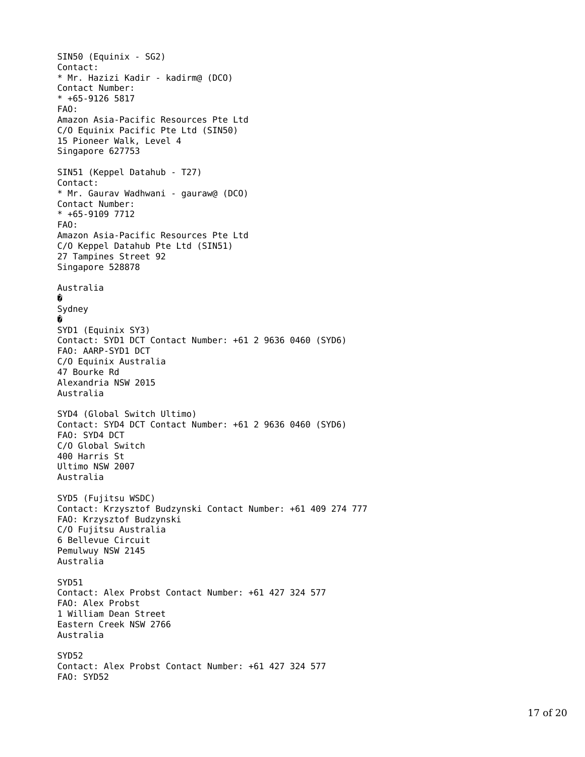SIN50 (Equinix - SG2)
Contact:
* Mr. Hazizi Kadir - kadirm@ (DCO)
Contact Number:
* +65-9126 5817
FAO:
Amazon Asia-Pacific Resources Pte Ltd
C/O Equinix Pacific Pte Ltd (SIN50)
15 Pioneer Walk, Level 4
Singapore 627753

SIN51 (Keppel Datahub - T27)
Contact:
* Mr. Gaurav Wadhwani - gauraw@ (DCO)
Contact Number:
* +65-9109 7712
FAO:
Amazon Asia-Pacific Resources Pte Ltd
C/O Keppel Datahub Pte Ltd (SIN51)
27 Tampines Street 92
Singapore 528878

Australia
�
Sydney
�
SYD1 (Equinix SY3)
Contact: SYD1 DCT Contact Number: +61 2 9636 0460 (SYD6)
FAO: AARP-SYD1 DCT
C/O Equinix Australia
47 Bourke Rd
Alexandria NSW 2015
Australia

SYD4 (Global Switch Ultimo)
Contact: SYD4 DCT Contact Number: +61 2 9636 0460 (SYD6)
FAO: SYD4 DCT
C/O Global Switch
400 Harris St
Ultimo NSW 2007
Australia

SYD5 (Fujitsu WSDC)
Contact: Krzysztof Budzynski Contact Number: +61 409 274 777
FAO: Krzysztof Budzynski
C/O Fujitsu Australia
6 Bellevue Circuit
Pemulwuy NSW 2145
Australia

SYD51
Contact: Alex Probst Contact Number: +61 427 324 577
FAO: Alex Probst
1 William Dean Street
Eastern Creek NSW 2766
Australia

SYD52
Contact: Alex Probst Contact Number: +61 427 324 577
FAO: SYD52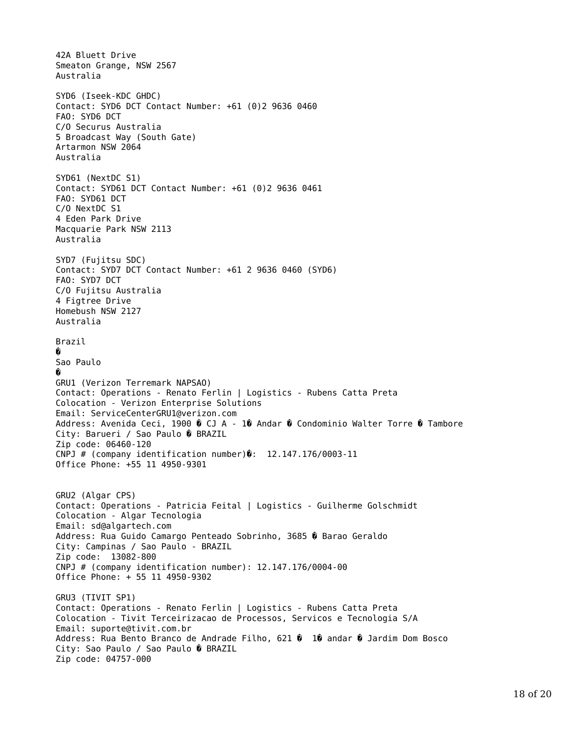42A Bluett Drive
Smeaton Grange, NSW 2567
Australia

SYD6 (Iseek-KDC GHDC)
Contact: SYD6 DCT Contact Number: +61 (0)2 9636 0460
FAO: SYD6 DCT
C/O Securus Australia
5 Broadcast Way (South Gate)
Artarmon NSW 2064
Australia

SYD61 (NextDC S1)
Contact: SYD61 DCT Contact Number: +61 (0)2 9636 0461
FAO: SYD61 DCT
C/O NextDC S1
4 Eden Park Drive
Macquarie Park NSW 2113
Australia

SYD7 (Fujitsu SDC)
Contact: SYD7 DCT Contact Number: +61 2 9636 0460 (SYD6)
FAO: SYD7 DCT
C/O Fujitsu Australia
4 Figtree Drive
Homebush NSW 2127
Australia

Brazil
�
Sao Paulo
�
GRU1 (Verizon Terremark NAPSAO)
Contact: Operations - Renato Ferlin | Logistics - Rubens Catta Preta
Colocation - Verizon Enterprise Solutions
Email: ServiceCenterGRU1@verizon.com
Address: Avenida Ceci, 1900 � CJ A - 1� Andar � Condominio Walter Torre � Tambore
City: Barueri / Sao Paulo � BRAZIL
Zip code: 06460-120
CNPJ # (company identification number)�: 12.147.176/0003-11
Office Phone: +55 11 4950-9301

GRU2 (Algar CPS)
Contact: Operations - Patricia Feital | Logistics - Guilherme Golschmidt
Colocation - Algar Tecnologia
Email: sd@algartech.com
Address: Rua Guido Camargo Penteado Sobrinho, 3685 � Barao Geraldo
City: Campinas / Sao Paulo - BRAZIL
Zip code: 13082-800
CNPJ # (company identification number): 12.147.176/0004-00
Office Phone: + 55 11 4950-9302

GRU3 (TIVIT SP1)
Contact: Operations - Renato Ferlin | Logistics - Rubens Catta Preta
Colocation - Tivit Terceirizacao de Processos, Servicos e Tecnologia S/A
Email: suporte@tivit.com.br
Address: Rua Bento Branco de Andrade Filho, 621 � 1� andar � Jardim Dom Bosco
City: Sao Paulo / Sao Paulo � BRAZIL
Zip code: 04757-000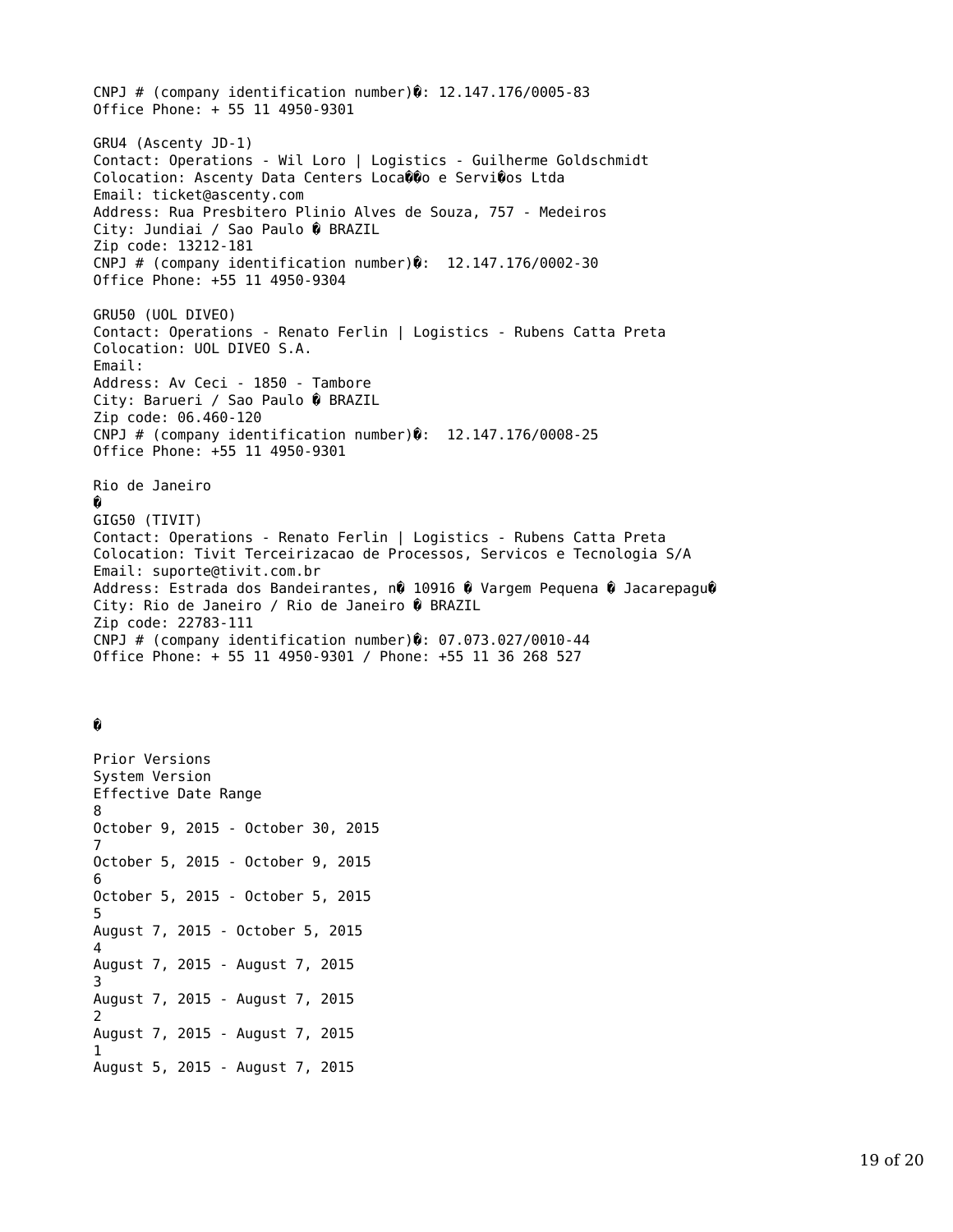CNPJ # (company identification number)�: 12.147.176/0005-83
Office Phone: + 55 11 4950-9301

GRU4 (Ascenty JD-1)
Contact: Operations - Wil Loro | Logistics - Guilherme Goldschmidt
Colocation: Ascenty Data Centers Loca��o e Servi�os Ltda
Email: ticket@ascenty.com
Address: Rua Presbitero Plinio Alves de Souza, 757 - Medeiros
City: Jundiai / Sao Paulo � BRAZIL
Zip code: 13212-181
CNPJ # (company identification number)�: 12.147.176/0002-30
Office Phone: +55 11 4950-9304

GRU50 (UOL DIVEO)
Contact: Operations - Renato Ferlin | Logistics - Rubens Catta Preta
Colocation: UOL DIVEO S.A.
Email:
Address: Av Ceci - 1850 - Tambore
City: Barueri / Sao Paulo � BRAZIL
Zip code: 06.460-120
CNPJ # (company identification number)�: 12.147.176/0008-25
Office Phone: +55 11 4950-9301

Rio de Janeiro
�
GIG50 (TIVIT)
Contact: Operations - Renato Ferlin | Logistics - Rubens Catta Preta
Colocation: Tivit Terceirizacao de Processos, Servicos e Tecnologia S/A
Email: suporte@tivit.com.br
Address: Estrada dos Bandeirantes, n� 10916 � Vargem Pequena � Jacarepagu�
City: Rio de Janeiro / Rio de Janeiro � BRAZIL
Zip code: 22783-111
CNPJ # (company identification number)�: 07.073.027/0010-44
Office Phone: + 55 11 4950-9301 / Phone: +55 11 36 268 527

�

Prior Versions

| System Version | Effective Date Range |
|---|---|
| 8 | October 9, 2015 - October 30, 2015 |
| 7 | October 5, 2015 - October 9, 2015 |
| 6 | October 5, 2015 - October 5, 2015 |
| 5 | August 7, 2015 - October 5, 2015 |
| 4 | August 7, 2015 - August 7, 2015 |
| 3 | August 7, 2015 - August 7, 2015 |
| 2 | August 7, 2015 - August 7, 2015 |
| 1 | August 5, 2015 - August 7, 2015 |